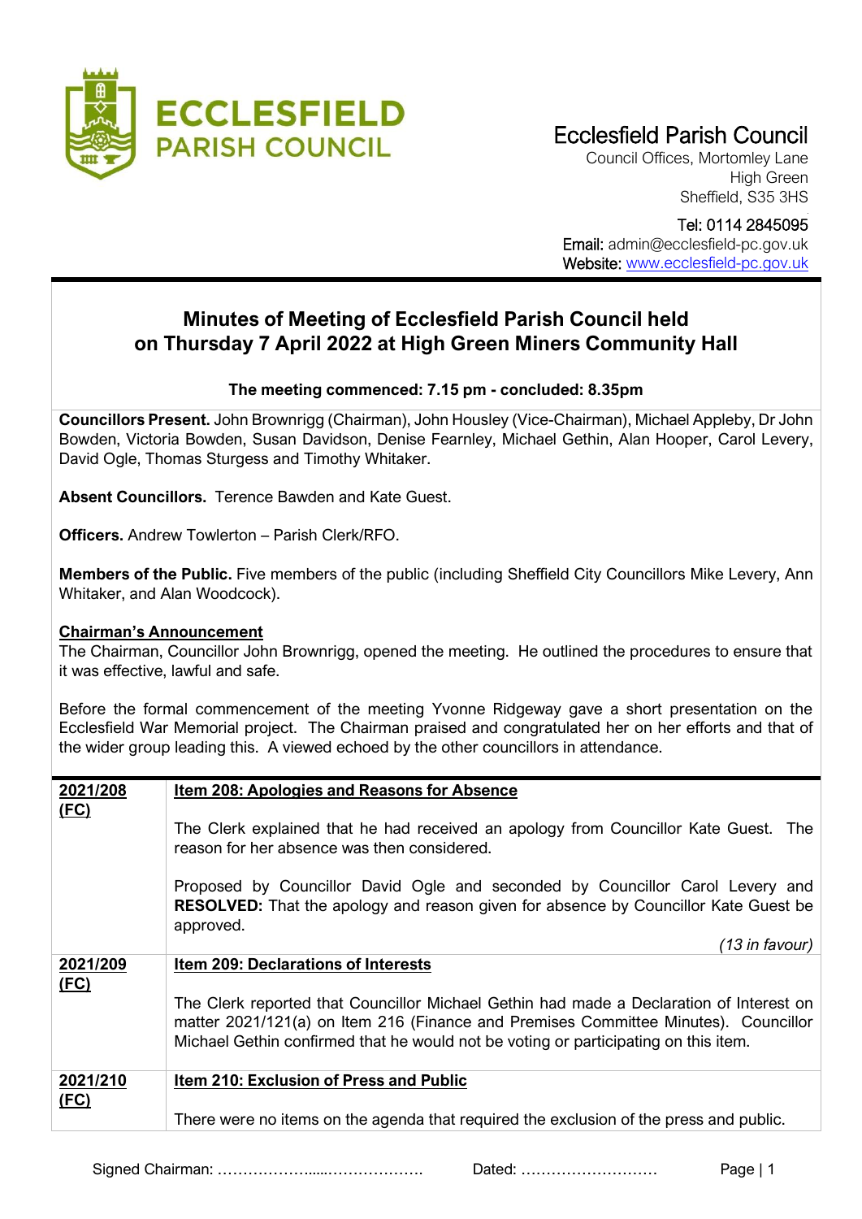# Ecclesfield Parish Council

Council Offices, Mortomley Lane
High Green
Sheffield, S35 3HS

Tel: 0114 2845095
Email: admin@ecclesfield-pc.gov.uk
Website: www.ecclesfield-pc.gov.uk

## Minutes of Meeting of Ecclesfield Parish Council held on Thursday 7 April 2022 at High Green Miners Community Hall

**The meeting commenced: 7.15 pm - concluded: 8.35pm**

**Councillors Present.** John Brownrigg (Chairman), John Housley (Vice-Chairman), Michael Appleby, Dr John Bowden, Victoria Bowden, Susan Davidson, Denise Fearnley, Michael Gethin, Alan Hooper, Carol Levery, David Ogle, Thomas Sturgess and Timothy Whitaker.

**Absent Councillors.** Terence Bawden and Kate Guest.

**Officers.** Andrew Towlerton – Parish Clerk/RFO.

**Members of the Public.** Five members of the public (including Sheffield City Councillors Mike Levery, Ann Whitaker, and Alan Woodcock).

**Chairman's Announcement**

The Chairman, Councillor John Brownrigg, opened the meeting. He outlined the procedures to ensure that it was effective, lawful and safe.

Before the formal commencement of the meeting Yvonne Ridgeway gave a short presentation on the Ecclesfield War Memorial project. The Chairman praised and congratulated her on her efforts and that of the wider group leading this. A viewed echoed by the other councillors in attendance.

| | |
|---|---|
| **2021/208 (FC)** | **Item 208: Apologies and Reasons for Absence**<br><br>The Clerk explained that he had received an apology from Councillor Kate Guest. The reason for her absence was then considered.<br><br>Proposed by Councillor David Ogle and seconded by Councillor Carol Levery and **RESOLVED:** That the apology and reason given for absence by Councillor Kate Guest be approved.<br><br>*(13 in favour)* |
| **2021/209 (FC)** | **Item 209: Declarations of Interests**<br><br>The Clerk reported that Councillor Michael Gethin had made a Declaration of Interest on matter 2021/121(a) on Item 216 (Finance and Premises Committee Minutes). Councillor Michael Gethin confirmed that he would not be voting or participating on this item. |
| **2021/210 (FC)** | **Item 210: Exclusion of Press and Public**<br><br>There were no items on the agenda that required the exclusion of the press and public. |

Signed Chairman: ……………….....………………. Dated: ………………………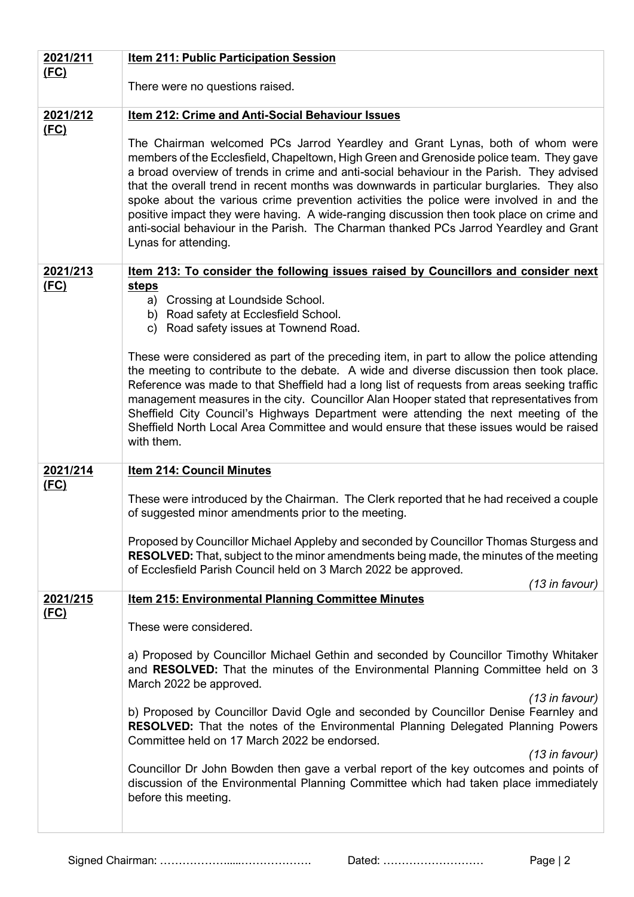| | |
|---|---|
| **2021/211 (FC)** | **Item 211: Public Participation Session**<br><br>There were no questions raised. |
| **2021/212 (FC)** | **Item 212: Crime and Anti-Social Behaviour Issues**<br><br>The Chairman welcomed PCs Jarrod Yeardley and Grant Lynas, both of whom were members of the Ecclesfield, Chapeltown, High Green and Grenoside police team. They gave a broad overview of trends in crime and anti-social behaviour in the Parish. They advised that the overall trend in recent months was downwards in particular burglaries. They also spoke about the various crime prevention activities the police were involved in and the positive impact they were having. A wide-ranging discussion then took place on crime and anti-social behaviour in the Parish. The Charman thanked PCs Jarrod Yeardley and Grant Lynas for attending. |
| **2021/213 (FC)** | **Item 213: To consider the following issues raised by Councillors and consider next steps**<br>a) Crossing at Loundside School.<br>b) Road safety at Ecclesfield School.<br>c) Road safety issues at Townend Road.<br><br>These were considered as part of the preceding item, in part to allow the police attending the meeting to contribute to the debate. A wide and diverse discussion then took place. Reference was made to that Sheffield had a long list of requests from areas seeking traffic management measures in the city. Councillor Alan Hooper stated that representatives from Sheffield City Council's Highways Department were attending the next meeting of the Sheffield North Local Area Committee and would ensure that these issues would be raised with them. |
| **2021/214 (FC)** | **Item 214: Council Minutes**<br><br>These were introduced by the Chairman. The Clerk reported that he had received a couple of suggested minor amendments prior to the meeting.<br><br>Proposed by Councillor Michael Appleby and seconded by Councillor Thomas Sturgess and **RESOLVED:** That, subject to the minor amendments being made, the minutes of the meeting of Ecclesfield Parish Council held on 3 March 2022 be approved.<br>*(13 in favour)* |
| **2021/215 (FC)** | **Item 215: Environmental Planning Committee Minutes**<br><br>These were considered.<br><br>a) Proposed by Councillor Michael Gethin and seconded by Councillor Timothy Whitaker and **RESOLVED:** That the minutes of the Environmental Planning Committee held on 3 March 2022 be approved.<br>*(13 in favour)*<br>b) Proposed by Councillor David Ogle and seconded by Councillor Denise Fearnley and **RESOLVED:** That the notes of the Environmental Planning Delegated Planning Powers Committee held on 17 March 2022 be endorsed.<br>*(13 in favour)*<br>Councillor Dr John Bowden then gave a verbal report of the key outcomes and points of discussion of the Environmental Planning Committee which had taken place immediately before this meeting. |

Signed Chairman: ………………....………………. Dated: ………………………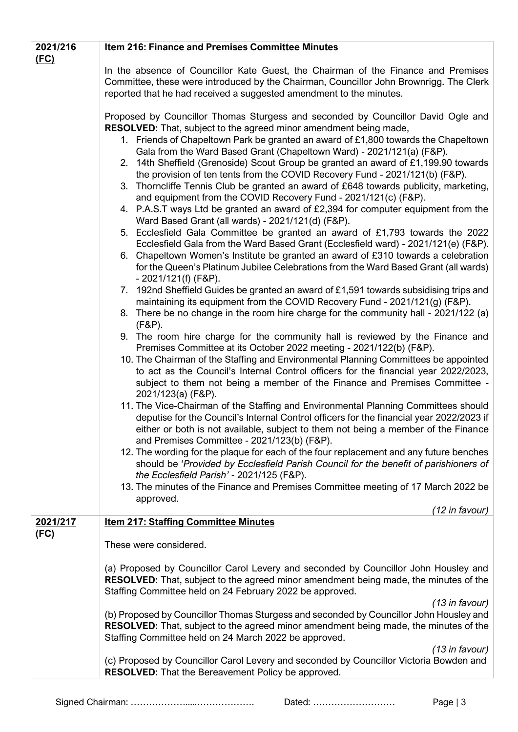| | |
|---|---|
| **2021/216 (FC)** | **Item 216: Finance and Premises Committee Minutes**<br><br>In the absence of Councillor Kate Guest, the Chairman of the Finance and Premises Committee, these were introduced by the Chairman, Councillor John Brownrigg. The Clerk reported that he had received a suggested amendment to the minutes.<br><br>Proposed by Councillor Thomas Sturgess and seconded by Councillor David Ogle and **RESOLVED:** That, subject to the agreed minor amendment being made,<br>1. Friends of Chapeltown Park be granted an award of £1,800 towards the Chapeltown Gala from the Ward Based Grant (Chapeltown Ward) - 2021/121(a) (F&P).<br>2. 14th Sheffield (Grenoside) Scout Group be granted an award of £1,199.90 towards the provision of ten tents from the COVID Recovery Fund - 2021/121(b) (F&P).<br>3. Thorncliffe Tennis Club be granted an award of £648 towards publicity, marketing, and equipment from the COVID Recovery Fund - 2021/121(c) (F&P).<br>4. P.A.S.T ways Ltd be granted an award of £2,394 for computer equipment from the Ward Based Grant (all wards) - 2021/121(d) (F&P).<br>5. Ecclesfield Gala Committee be granted an award of £1,793 towards the 2022 Ecclesfield Gala from the Ward Based Grant (Ecclesfield ward) - 2021/121(e) (F&P).<br>6. Chapeltown Women's Institute be granted an award of £310 towards a celebration for the Queen's Platinum Jubilee Celebrations from the Ward Based Grant (all wards) - 2021/121(f) (F&P).<br>7. 192nd Sheffield Guides be granted an award of £1,591 towards subsidising trips and maintaining its equipment from the COVID Recovery Fund - 2021/121(g) (F&P).<br>8. There be no change in the room hire charge for the community hall - 2021/122 (a) (F&P).<br>9. The room hire charge for the community hall is reviewed by the Finance and Premises Committee at its October 2022 meeting - 2021/122(b) (F&P).<br>10. The Chairman of the Staffing and Environmental Planning Committees be appointed to act as the Council's Internal Control officers for the financial year 2022/2023, subject to them not being a member of the Finance and Premises Committee - 2021/123(a) (F&P).<br>11. The Vice-Chairman of the Staffing and Environmental Planning Committees should deputise for the Council's Internal Control officers for the financial year 2022/2023 if either or both is not available, subject to them not being a member of the Finance and Premises Committee - 2021/123(b) (F&P).<br>12. The wording for the plaque for each of the four replacement and any future benches should be '*Provided by Ecclesfield Parish Council for the benefit of parishioners of the Ecclesfield Parish'* - 2021/125 (F&P).<br>13. The minutes of the Finance and Premises Committee meeting of 17 March 2022 be approved.<br><br>*(12 in favour)* |
| **2021/217 (FC)** | **Item 217: Staffing Committee Minutes**<br><br>These were considered.<br><br>(a) Proposed by Councillor Carol Levery and seconded by Councillor John Housley and **RESOLVED:** That, subject to the agreed minor amendment being made, the minutes of the Staffing Committee held on 24 February 2022 be approved.<br>*(13 in favour)*<br>(b) Proposed by Councillor Thomas Sturgess and seconded by Councillor John Housley and **RESOLVED:** That, subject to the agreed minor amendment being made, the minutes of the Staffing Committee held on 24 March 2022 be approved.<br>*(13 in favour)*<br>(c) Proposed by Councillor Carol Levery and seconded by Councillor Victoria Bowden and **RESOLVED:** That the Bereavement Policy be approved. |

Signed Chairman: ………………....………………. Dated: ………………………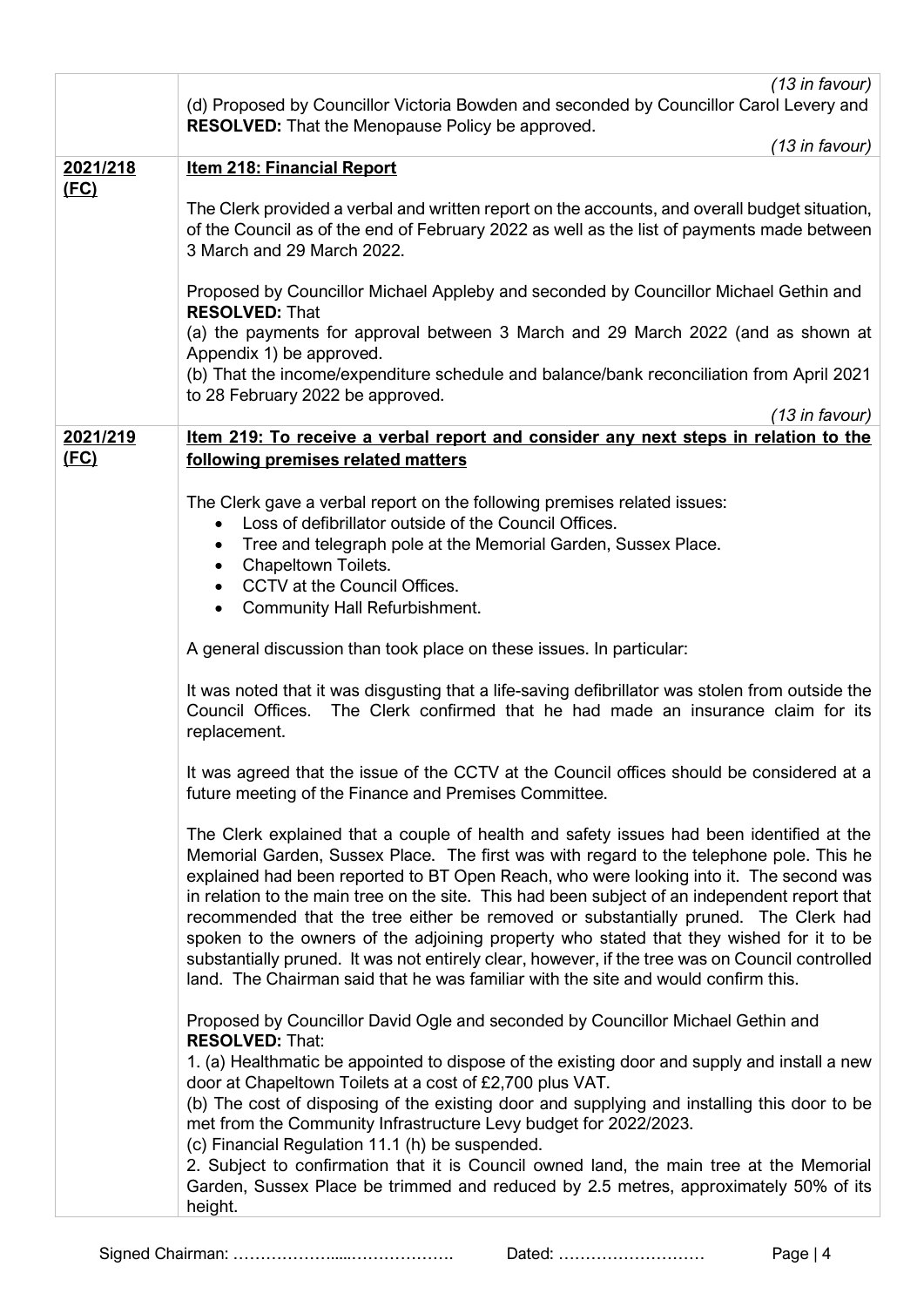| | |
|---|---|
| | *(13 in favour)*<br>(d) Proposed by Councillor Victoria Bowden and seconded by Councillor Carol Levery and **RESOLVED:** That the Menopause Policy be approved.<br>*(13 in favour)* |
| **2021/218 (FC)** | **Item 218: Financial Report**<br><br>The Clerk provided a verbal and written report on the accounts, and overall budget situation, of the Council as of the end of February 2022 as well as the list of payments made between 3 March and 29 March 2022.<br><br>Proposed by Councillor Michael Appleby and seconded by Councillor Michael Gethin and **RESOLVED:** That<br>(a) the payments for approval between 3 March and 29 March 2022 (and as shown at Appendix 1) be approved.<br>(b) That the income/expenditure schedule and balance/bank reconciliation from April 2021 to 28 February 2022 be approved.<br>*(13 in favour)* |
| **2021/219 (FC)** | **Item 219: To receive a verbal report and consider any next steps in relation to the following premises related matters**<br><br>The Clerk gave a verbal report on the following premises related issues:<br>• Loss of defibrillator outside of the Council Offices.<br>• Tree and telegraph pole at the Memorial Garden, Sussex Place.<br>• Chapeltown Toilets.<br>• CCTV at the Council Offices.<br>• Community Hall Refurbishment.<br><br>A general discussion than took place on these issues. In particular:<br><br>It was noted that it was disgusting that a life-saving defibrillator was stolen from outside the Council Offices. The Clerk confirmed that he had made an insurance claim for its replacement.<br><br>It was agreed that the issue of the CCTV at the Council offices should be considered at a future meeting of the Finance and Premises Committee.<br><br>The Clerk explained that a couple of health and safety issues had been identified at the Memorial Garden, Sussex Place. The first was with regard to the telephone pole. This he explained had been reported to BT Open Reach, who were looking into it. The second was in relation to the main tree on the site. This had been subject of an independent report that recommended that the tree either be removed or substantially pruned. The Clerk had spoken to the owners of the adjoining property who stated that they wished for it to be substantially pruned. It was not entirely clear, however, if the tree was on Council controlled land. The Chairman said that he was familiar with the site and would confirm this.<br><br>Proposed by Councillor David Ogle and seconded by Councillor Michael Gethin and **RESOLVED:** That:<br>1. (a) Healthmatic be appointed to dispose of the existing door and supply and install a new door at Chapeltown Toilets at a cost of £2,700 plus VAT.<br>(b) The cost of disposing of the existing door and supplying and installing this door to be met from the Community Infrastructure Levy budget for 2022/2023.<br>(c) Financial Regulation 11.1 (h) be suspended.<br>2. Subject to confirmation that it is Council owned land, the main tree at the Memorial Garden, Sussex Place be trimmed and reduced by 2.5 metres, approximately 50% of its height. |

Signed Chairman: ………………....……………….  Dated: ………………………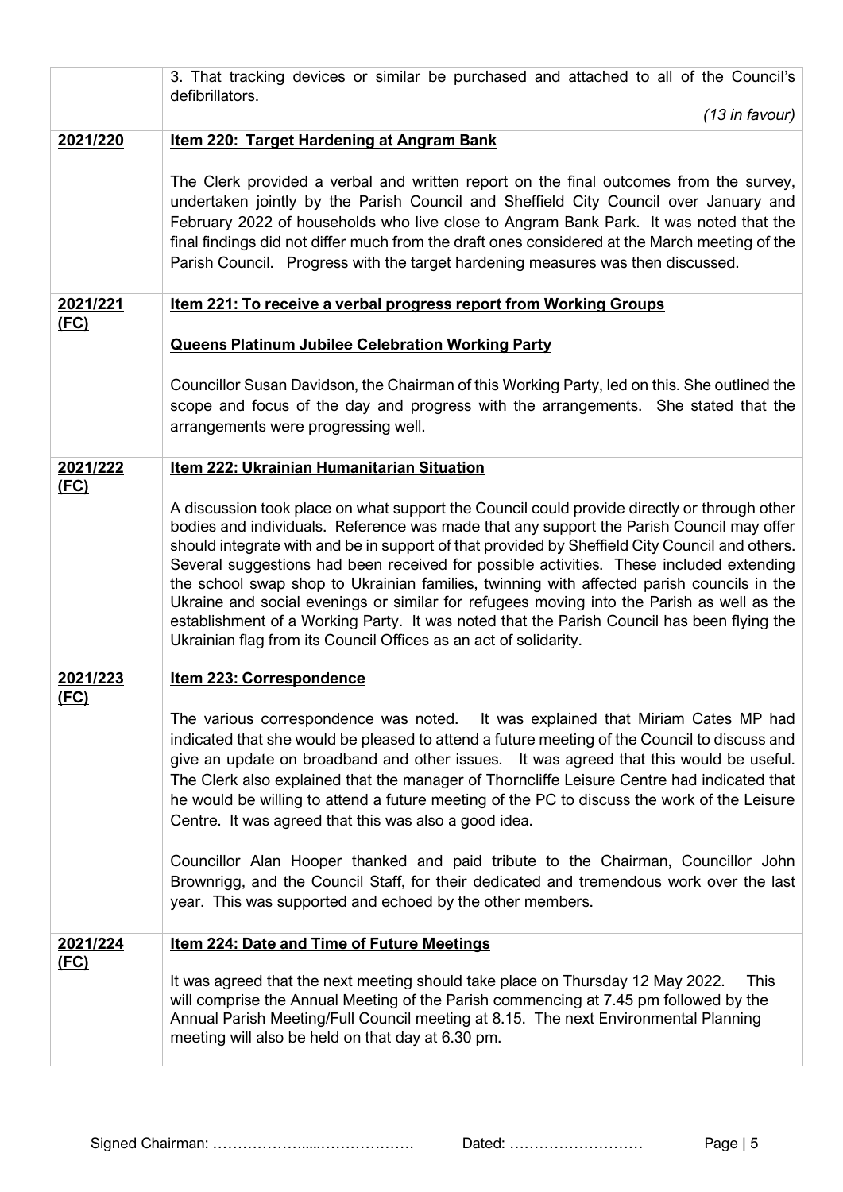| | |
|---|---|
| | 3. That tracking devices or similar be purchased and attached to all of the Council's defibrillators.<br><br>*(13 in favour)* |
| **2021/220** | **Item 220: Target Hardening at Angram Bank**<br><br>The Clerk provided a verbal and written report on the final outcomes from the survey, undertaken jointly by the Parish Council and Sheffield City Council over January and February 2022 of households who live close to Angram Bank Park. It was noted that the final findings did not differ much from the draft ones considered at the March meeting of the Parish Council. Progress with the target hardening measures was then discussed. |
| **2021/221 (FC)** | **Item 221: To receive a verbal progress report from Working Groups**<br><br>**Queens Platinum Jubilee Celebration Working Party**<br><br>Councillor Susan Davidson, the Chairman of this Working Party, led on this. She outlined the scope and focus of the day and progress with the arrangements. She stated that the arrangements were progressing well. |
| **2021/222 (FC)** | **Item 222: Ukrainian Humanitarian Situation**<br><br>A discussion took place on what support the Council could provide directly or through other bodies and individuals. Reference was made that any support the Parish Council may offer should integrate with and be in support of that provided by Sheffield City Council and others. Several suggestions had been received for possible activities. These included extending the school swap shop to Ukrainian families, twinning with affected parish councils in the Ukraine and social evenings or similar for refugees moving into the Parish as well as the establishment of a Working Party. It was noted that the Parish Council has been flying the Ukrainian flag from its Council Offices as an act of solidarity. |
| **2021/223 (FC)** | **Item 223: Correspondence**<br><br>The various correspondence was noted. It was explained that Miriam Cates MP had indicated that she would be pleased to attend a future meeting of the Council to discuss and give an update on broadband and other issues. It was agreed that this would be useful. The Clerk also explained that the manager of Thorncliffe Leisure Centre had indicated that he would be willing to attend a future meeting of the PC to discuss the work of the Leisure Centre. It was agreed that this was also a good idea.<br><br>Councillor Alan Hooper thanked and paid tribute to the Chairman, Councillor John Brownrigg, and the Council Staff, for their dedicated and tremendous work over the last year. This was supported and echoed by the other members. |
| **2021/224 (FC)** | **Item 224: Date and Time of Future Meetings**<br><br>It was agreed that the next meeting should take place on Thursday 12 May 2022. This will comprise the Annual Meeting of the Parish commencing at 7.45 pm followed by the Annual Parish Meeting/Full Council meeting at 8.15. The next Environmental Planning meeting will also be held on that day at 6.30 pm. |

Signed Chairman: ………………......………………. Dated: ………………………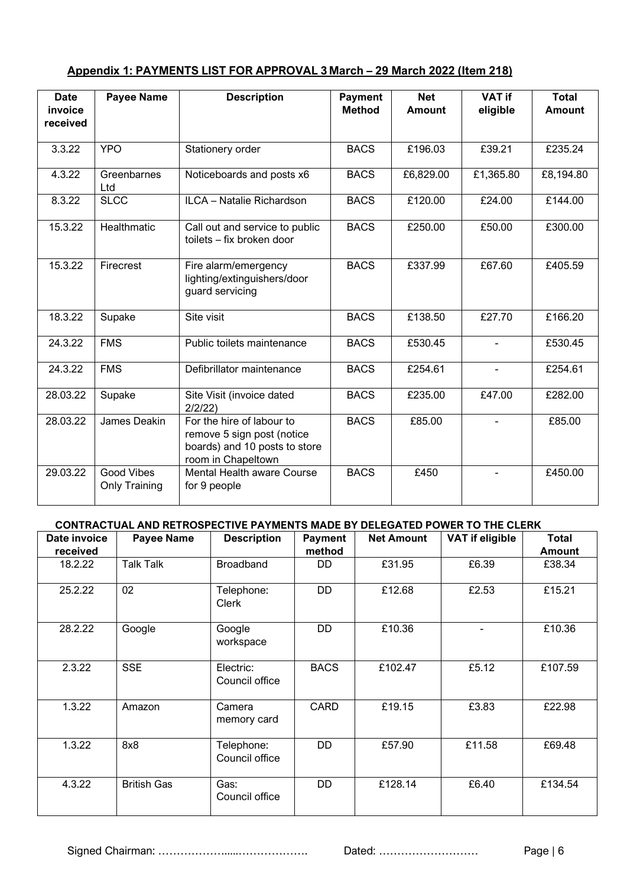## Appendix 1: PAYMENTS LIST FOR APPROVAL 3 March – 29 March 2022 (Item 218)

| Date invoice received | Payee Name | Description | Payment Method | Net Amount | VAT if eligible | Total Amount |
|---|---|---|---|---|---|---|
| 3.3.22 | YPO | Stationery order | BACS | £196.03 | £39.21 | £235.24 |
| 4.3.22 | Greenbarnes Ltd | Noticeboards and posts x6 | BACS | £6,829.00 | £1,365.80 | £8,194.80 |
| 8.3.22 | SLCC | ILCA – Natalie Richardson | BACS | £120.00 | £24.00 | £144.00 |
| 15.3.22 | Healthmatic | Call out and service to public toilets – fix broken door | BACS | £250.00 | £50.00 | £300.00 |
| 15.3.22 | Firecrest | Fire alarm/emergency lighting/extinguishers/door guard servicing | BACS | £337.99 | £67.60 | £405.59 |
| 18.3.22 | Supake | Site visit | BACS | £138.50 | £27.70 | £166.20 |
| 24.3.22 | FMS | Public toilets maintenance | BACS | £530.45 | - | £530.45 |
| 24.3.22 | FMS | Defibrillator maintenance | BACS | £254.61 | - | £254.61 |
| 28.03.22 | Supake | Site Visit (invoice dated 2/2/22) | BACS | £235.00 | £47.00 | £282.00 |
| 28.03.22 | James Deakin | For the hire of labour to remove 5 sign post (notice boards) and 10 posts to store room in Chapeltown | BACS | £85.00 | - | £85.00 |
| 29.03.22 | Good Vibes Only Training | Mental Health aware Course for 9 people | BACS | £450 | - | £450.00 |

**CONTRACTUAL AND RETROSPECTIVE PAYMENTS MADE BY DELEGATED POWER TO THE CLERK**

| Date invoice received | Payee Name | Description | Payment method | Net Amount | VAT if eligible | Total Amount |
|---|---|---|---|---|---|---|
| 18.2.22 | Talk Talk | Broadband | DD | £31.95 | £6.39 | £38.34 |
| 25.2.22 | 02 | Telephone: Clerk | DD | £12.68 | £2.53 | £15.21 |
| 28.2.22 | Google | Google workspace | DD | £10.36 | - | £10.36 |
| 2.3.22 | SSE | Electric: Council office | BACS | £102.47 | £5.12 | £107.59 |
| 1.3.22 | Amazon | Camera memory card | CARD | £19.15 | £3.83 | £22.98 |
| 1.3.22 | 8x8 | Telephone: Council office | DD | £57.90 | £11.58 | £69.48 |
| 4.3.22 | British Gas | Gas: Council office | DD | £128.14 | £6.40 | £134.54 |

Signed Chairman: ………………....………………. Dated: ………………………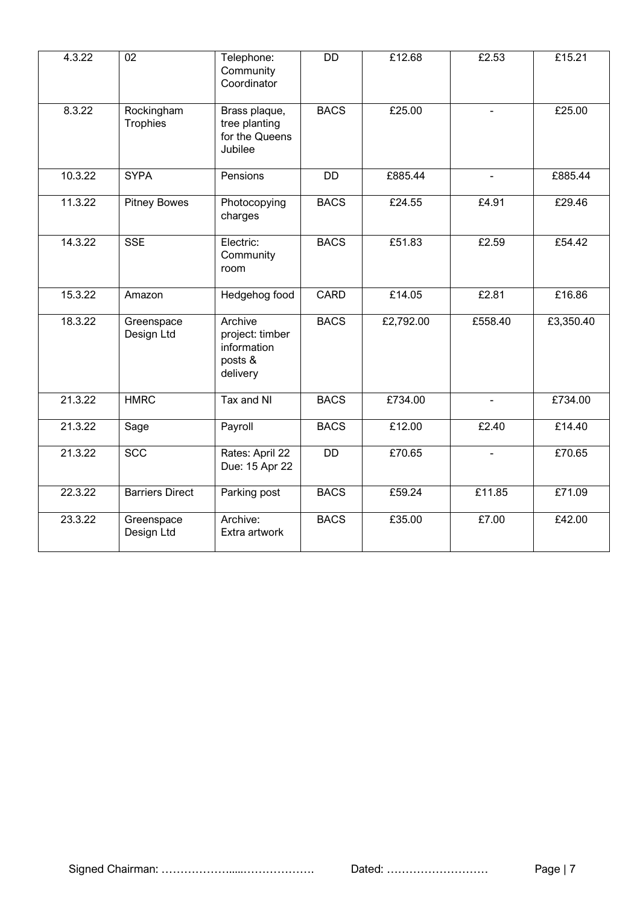| | | | | | | |
|---|---|---|---|---|---|---|
| 4.3.22 | 02 | Telephone: Community Coordinator | DD | £12.68 | £2.53 | £15.21 |
| 8.3.22 | Rockingham Trophies | Brass plaque, tree planting for the Queens Jubilee | BACS | £25.00 | - | £25.00 |
| 10.3.22 | SYPA | Pensions | DD | £885.44 | - | £885.44 |
| 11.3.22 | Pitney Bowes | Photocopying charges | BACS | £24.55 | £4.91 | £29.46 |
| 14.3.22 | SSE | Electric: Community room | BACS | £51.83 | £2.59 | £54.42 |
| 15.3.22 | Amazon | Hedgehog food | CARD | £14.05 | £2.81 | £16.86 |
| 18.3.22 | Greenspace Design Ltd | Archive project: timber information posts & delivery | BACS | £2,792.00 | £558.40 | £3,350.40 |
| 21.3.22 | HMRC | Tax and NI | BACS | £734.00 | - | £734.00 |
| 21.3.22 | Sage | Payroll | BACS | £12.00 | £2.40 | £14.40 |
| 21.3.22 | SCC | Rates: April 22 Due: 15 Apr 22 | DD | £70.65 | - | £70.65 |
| 22.3.22 | Barriers Direct | Parking post | BACS | £59.24 | £11.85 | £71.09 |
| 23.3.22 | Greenspace Design Ltd | Archive: Extra artwork | BACS | £35.00 | £7.00 | £42.00 |

Signed Chairman: ………………....………………. Dated: ………………………